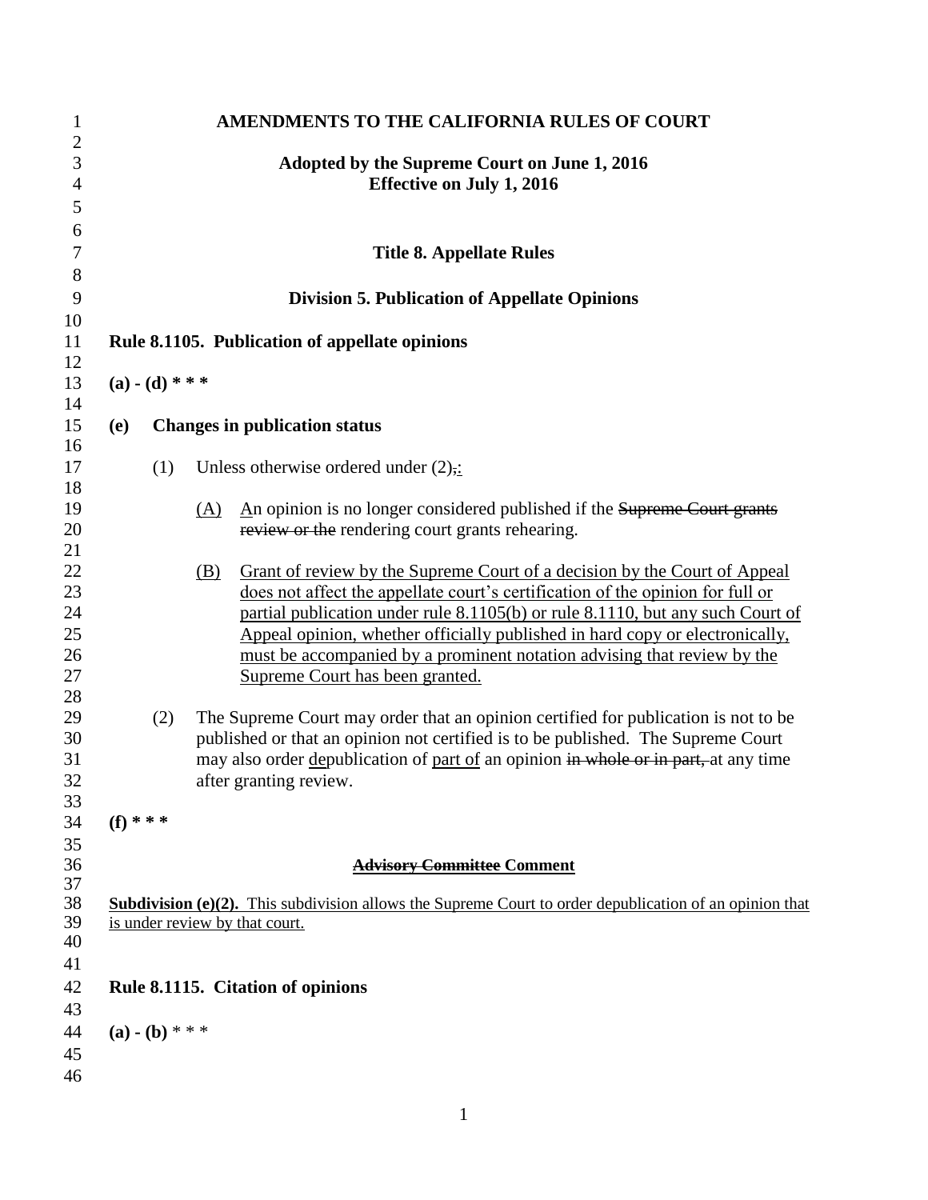# AMENDMENTS TO THE CALIFORNIA RULES OF COURT

**Adopted by the Supreme Court on June 1, 2016**
**Effective on July 1, 2016**

## Title 8. Appellate Rules

## Division 5. Publication of Appellate Opinions

### Rule 8.1105. Publication of appellate opinions

**(a) - (d) * * ***

**(e) Changes in publication status**

(1) Unless otherwise ordered under (2)~~,~~<u>:</u>

<u>(A)</u> <u>A</u>n opinion is no longer considered published if the ~~Supreme Court grants review or the~~ rendering court grants rehearing.

<u>(B)</u> <u>Grant of review by the Supreme Court of a decision by the Court of Appeal does not affect the appellate court's certification of the opinion for full or partial publication under rule 8.1105(b) or rule 8.1110, but any such Court of Appeal opinion, whether officially published in hard copy or electronically, must be accompanied by a prominent notation advising that review by the Supreme Court has been granted.</u>

(2) The Supreme Court may order that an opinion certified for publication is not to be published or that an opinion not certified is to be published. The Supreme Court may also order <u>de</u>publication of <u>part of</u> an opinion ~~in whole or in part,~~ at any time after granting review.

**(f) * * ***

**~~Advisory Committee~~ <u>Comment</u>**

<u>**Subdivision (e)(2).** This subdivision allows the Supreme Court to order depublication of an opinion that is under review by that court.</u>

### Rule 8.1115. Citation of opinions

**(a) - (b)** * * *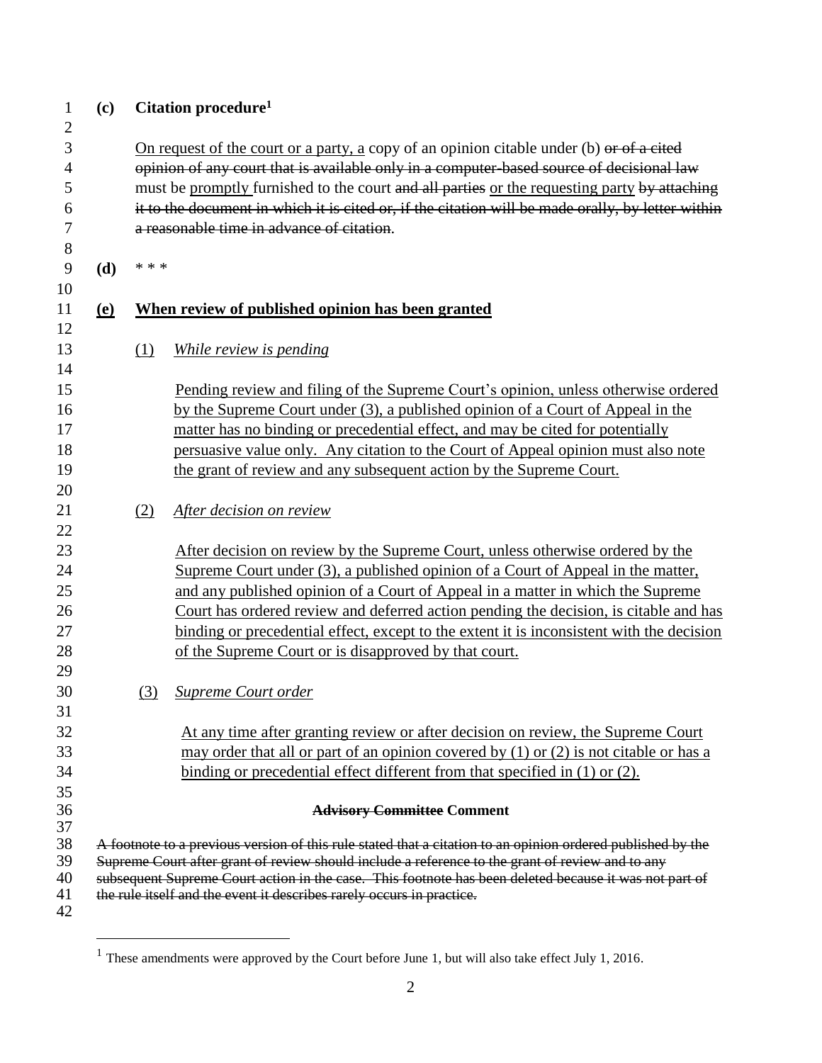**(c)** **Citation procedure**[1]

<u>On request of the court or a party, a</u> copy of an opinion citable under (b) ~~or of a cited opinion of any court that is available only in a computer-based source of decisional law~~ must be <u>promptly</u> furnished to the court ~~and all parties~~ <u>or the requesting party</u> ~~by attaching it to the document in which it is cited or, if the citation will be made orally, by letter within a reasonable time in advance of citation~~.

**(d)** * * *

<u>**(e)**</u> <u>**When review of published opinion has been granted**</u>

<u>(1)</u> <u>*While review is pending*</u>

<u>Pending review and filing of the Supreme Court's opinion, unless otherwise ordered by the Supreme Court under (3), a published opinion of a Court of Appeal in the matter has no binding or precedential effect, and may be cited for potentially persuasive value only. Any citation to the Court of Appeal opinion must also note the grant of review and any subsequent action by the Supreme Court.</u>

<u>(2)</u> <u>*After decision on review*</u>

<u>After decision on review by the Supreme Court, unless otherwise ordered by the Supreme Court under (3), a published opinion of a Court of Appeal in the matter, and any published opinion of a Court of Appeal in a matter in which the Supreme Court has ordered review and deferred action pending the decision, is citable and has binding or precedential effect, except to the extent it is inconsistent with the decision of the Supreme Court or is disapproved by that court.</u>

<u>(3)</u> <u>*Supreme Court order*</u>

<u>At any time after granting review or after decision on review, the Supreme Court may order that all or part of an opinion covered by (1) or (2) is not citable or has a binding or precedential effect different from that specified in (1) or (2).</u>

**~~Advisory Committee~~ Comment**

~~A footnote to a previous version of this rule stated that a citation to an opinion ordered published by the Supreme Court after grant of review should include a reference to the grant of review and to any subsequent Supreme Court action in the case. This footnote has been deleted because it was not part of the rule itself and the event it describes rarely occurs in practice.~~

---

[1] These amendments were approved by the Court before June 1, but will also take effect July 1, 2016.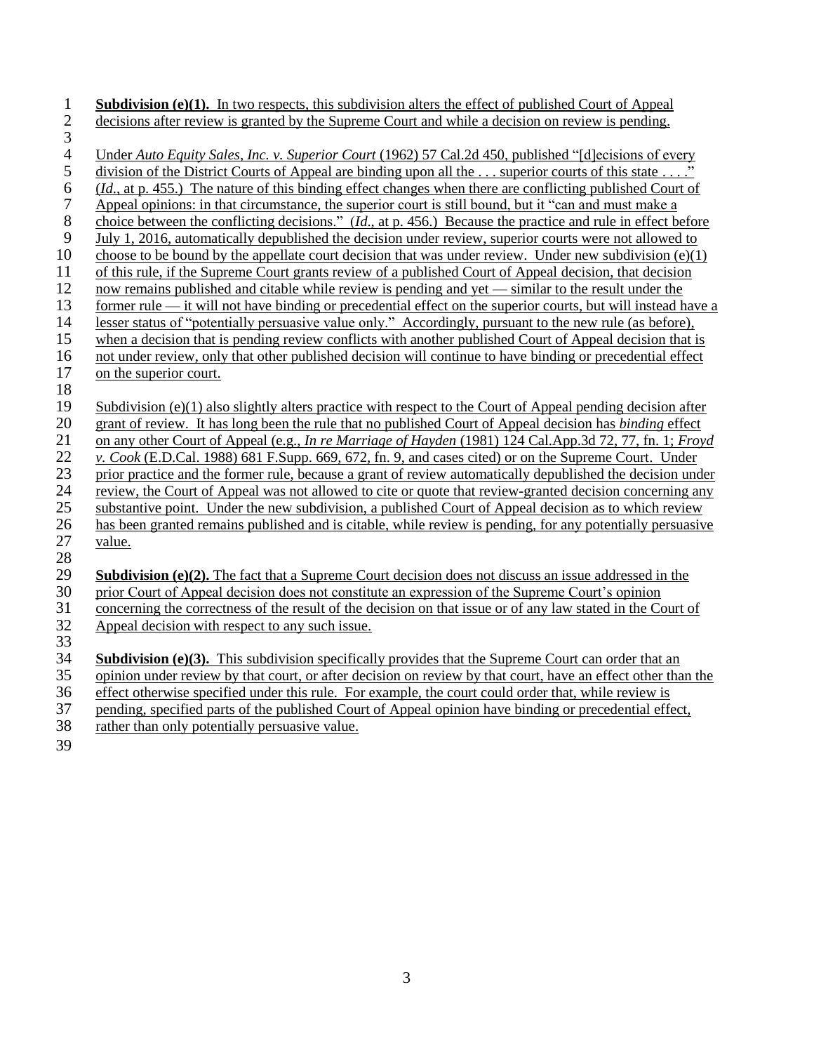**Subdivision (e)(1).** In two respects, this subdivision alters the effect of published Court of Appeal decisions after review is granted by the Supreme Court and while a decision on review is pending.

Under *Auto Equity Sales, Inc. v. Superior Court* (1962) 57 Cal.2d 450, published "[d]ecisions of every division of the District Courts of Appeal are binding upon all the . . . superior courts of this state . . . ." (*Id.*, at p. 455.) The nature of this binding effect changes when there are conflicting published Court of Appeal opinions: in that circumstance, the superior court is still bound, but it "can and must make a choice between the conflicting decisions." (*Id.*, at p. 456.) Because the practice and rule in effect before July 1, 2016, automatically depublished the decision under review, superior courts were not allowed to choose to be bound by the appellate court decision that was under review. Under new subdivision (e)(1) of this rule, if the Supreme Court grants review of a published Court of Appeal decision, that decision now remains published and citable while review is pending and yet — similar to the result under the former rule — it will not have binding or precedential effect on the superior courts, but will instead have a lesser status of "potentially persuasive value only." Accordingly, pursuant to the new rule (as before), when a decision that is pending review conflicts with another published Court of Appeal decision that is not under review, only that other published decision will continue to have binding or precedential effect on the superior court.

Subdivision (e)(1) also slightly alters practice with respect to the Court of Appeal pending decision after grant of review. It has long been the rule that no published Court of Appeal decision has *binding* effect on any other Court of Appeal (e.g., *In re Marriage of Hayden* (1981) 124 Cal.App.3d 72, 77, fn. 1; *Froyd v. Cook* (E.D.Cal. 1988) 681 F.Supp. 669, 672, fn. 9, and cases cited) or on the Supreme Court. Under prior practice and the former rule, because a grant of review automatically depublished the decision under review, the Court of Appeal was not allowed to cite or quote that review-granted decision concerning any substantive point. Under the new subdivision, a published Court of Appeal decision as to which review has been granted remains published and is citable, while review is pending, for any potentially persuasive value.

**Subdivision (e)(2).** The fact that a Supreme Court decision does not discuss an issue addressed in the prior Court of Appeal decision does not constitute an expression of the Supreme Court's opinion concerning the correctness of the result of the decision on that issue or of any law stated in the Court of Appeal decision with respect to any such issue.

**Subdivision (e)(3).** This subdivision specifically provides that the Supreme Court can order that an opinion under review by that court, or after decision on review by that court, have an effect other than the effect otherwise specified under this rule. For example, the court could order that, while review is pending, specified parts of the published Court of Appeal opinion have binding or precedential effect, rather than only potentially persuasive value.